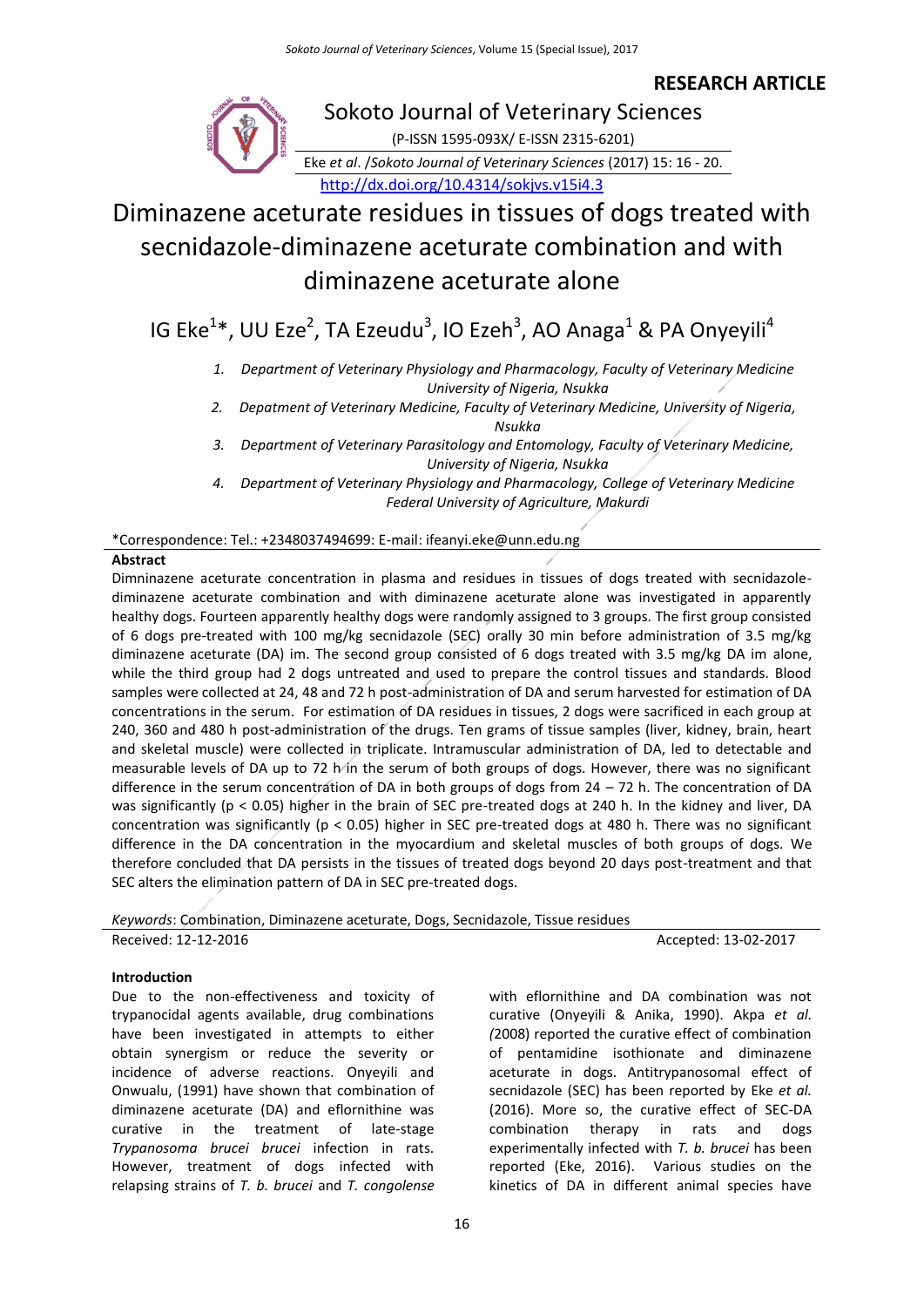**RESEARCH ARTICLE**

Sokoto Journal of Veterinary Sciences

(P-ISSN 1595-093X/ E-ISSN 2315-6201)

Eke *et al.* /*Sokoto Journal of Veterinary Sciences* (2017) 15: 16 - 20.

http://dx.doi.org/10.4314/sokjvs.v15i4.3

# Diminazene aceturate residues in tissues of dogs treated with secnidazole-diminazene aceturate combination and with diminazene aceturate alone

IG Eke[1]*, UU Eze[2], TA Ezeudu[3], IO Ezeh[3], AO Anaga[1] & PA Onyeyili[4]

1. Department of Veterinary Physiology and Pharmacology, Faculty of Veterinary Medicine University of Nigeria, Nsukka
2. Depatment of Veterinary Medicine, Faculty of Veterinary Medicine, University of Nigeria, Nsukka
3. Department of Veterinary Parasitology and Entomology, Faculty of Veterinary Medicine, University of Nigeria, Nsukka
4. Department of Veterinary Physiology and Pharmacology, College of Veterinary Medicine Federal University of Agriculture, Makurdi

*Correspondence: Tel.: +2348037494699: E-mail: ifeanyi.eke@unn.edu.ng

## Abstract

Dimninazene aceturate concentration in plasma and residues in tissues of dogs treated with secnidazole-diminazene aceturate combination and with diminazene aceturate alone was investigated in apparently healthy dogs. Fourteen apparently healthy dogs were randomly assigned to 3 groups. The first group consisted of 6 dogs pre-treated with 100 mg/kg secnidazole (SEC) orally 30 min before administration of 3.5 mg/kg diminazene aceturate (DA) im. The second group consisted of 6 dogs treated with 3.5 mg/kg DA im alone, while the third group had 2 dogs untreated and used to prepare the control tissues and standards. Blood samples were collected at 24, 48 and 72 h post-administration of DA and serum harvested for estimation of DA concentrations in the serum. For estimation of DA residues in tissues, 2 dogs were sacrificed in each group at 240, 360 and 480 h post-administration of the drugs. Ten grams of tissue samples (liver, kidney, brain, heart and skeletal muscle) were collected in triplicate. Intramuscular administration of DA, led to detectable and measurable levels of DA up to 72 h in the serum of both groups of dogs. However, there was no significant difference in the serum concentration of DA in both groups of dogs from 24 – 72 h. The concentration of DA was significantly ($p < 0.05$) higher in the brain of SEC pre-treated dogs at 240 h. In the kidney and liver, DA concentration was significantly ($p < 0.05$) higher in SEC pre-treated dogs at 480 h. There was no significant difference in the DA concentration in the myocardium and skeletal muscles of both groups of dogs. We therefore concluded that DA persists in the tissues of treated dogs beyond 20 days post-treatment and that SEC alters the elimination pattern of DA in SEC pre-treated dogs.

*Keywords*: Combination, Diminazene aceturate, Dogs, Secnidazole, Tissue residues

Received: 12-12-2016 Accepted: 13-02-2017

## Introduction

Due to the non-effectiveness and toxicity of trypanocidal agents available, drug combinations have been investigated in attempts to either obtain synergism or reduce the severity or incidence of adverse reactions. Onyeyili and Onwualu, (1991) have shown that combination of diminazene aceturate (DA) and eflornithine was curative in the treatment of late-stage *Trypanosoma brucei brucei* infection in rats. However, treatment of dogs infected with relapsing strains of *T. b. brucei* and *T. congolense* with eflornithine and DA combination was not curative (Onyeyili & Anika, 1990). Akpa *et al.* (2008) reported the curative effect of combination of pentamidine isothionate and diminazene aceturate in dogs. Antitrypanosomal effect of secnidazole (SEC) has been reported by Eke *et al.* (2016). More so, the curative effect of SEC-DA combination therapy in rats and dogs experimentally infected with *T. b. brucei* has been reported (Eke, 2016). Various studies on the kinetics of DA in different animal species have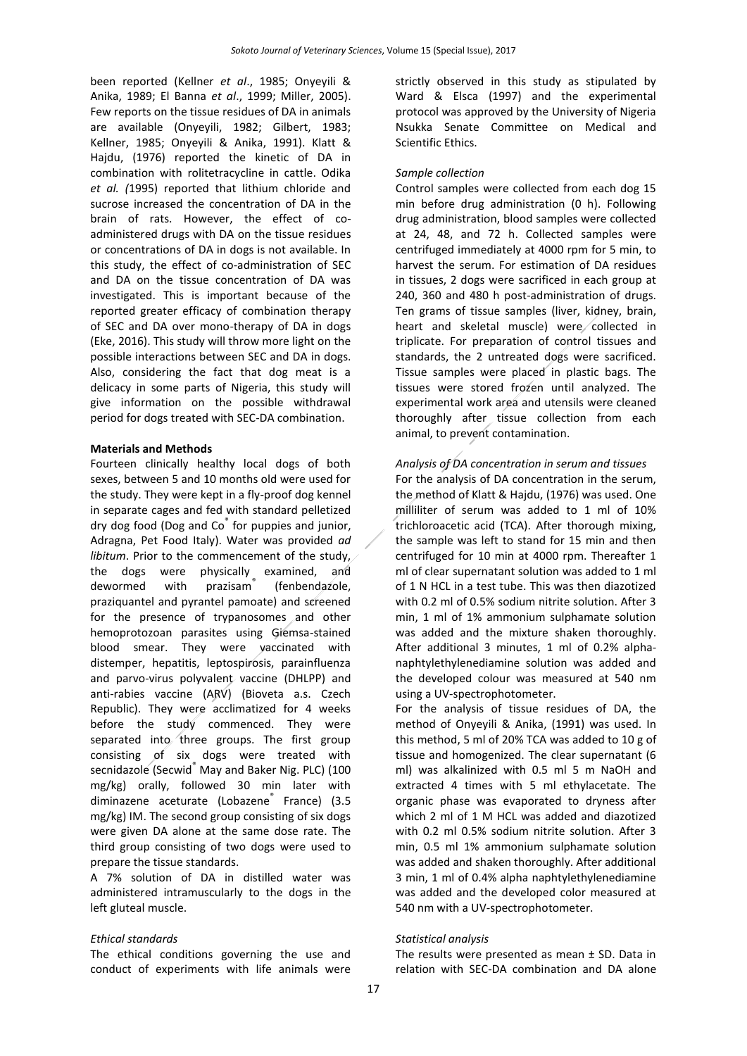been reported (Kellner *et al*., 1985; Onyeyili & Anika, 1989; El Banna *et al*., 1999; Miller, 2005). Few reports on the tissue residues of DA in animals are available (Onyeyili, 1982; Gilbert, 1983; Kellner, 1985; Onyeyili & Anika, 1991). Klatt & Hajdu, (1976) reported the kinetic of DA in combination with rolitetracycline in cattle. Odika *et al. (*1995) reported that lithium chloride and sucrose increased the concentration of DA in the brain of rats. However, the effect of co-administered drugs with DA on the tissue residues or concentrations of DA in dogs is not available. In this study, the effect of co-administration of SEC and DA on the tissue concentration of DA was investigated. This is important because of the reported greater efficacy of combination therapy of SEC and DA over mono-therapy of DA in dogs (Eke, 2016). This study will throw more light on the possible interactions between SEC and DA in dogs. Also, considering the fact that dog meat is a delicacy in some parts of Nigeria, this study will give information on the possible withdrawal period for dogs treated with SEC-DA combination.

**Materials and Methods**

Fourteen clinically healthy local dogs of both sexes, between 5 and 10 months old were used for the study. They were kept in a fly-proof dog kennel in separate cages and fed with standard pelletized dry dog food (Dog and Co® for puppies and junior, Adragna, Pet Food Italy). Water was provided *ad libitum*. Prior to the commencement of the study, the dogs were physically examined, and dewormed with prazisam® (fenbendazole, praziquantel and pyrantel pamoate) and screened for the presence of trypanosomes and other hemoprotozoan parasites using Giemsa-stained blood smear. They were vaccinated with distemper, hepatitis, leptospirosis, parainfluenza and parvo-virus polyvalent vaccine (DHLPP) and anti-rabies vaccine (ARV) (Bioveta a.s. Czech Republic). They were acclimatized for 4 weeks before the study commenced. They were separated into three groups. The first group consisting of six dogs were treated with secnidazole (Secwid® May and Baker Nig. PLC) (100 mg/kg) orally, followed 30 min later with diminazene aceturate (Lobazene® France) (3.5 mg/kg) IM. The second group consisting of six dogs were given DA alone at the same dose rate. The third group consisting of two dogs were used to prepare the tissue standards.

A 7% solution of DA in distilled water was administered intramuscularly to the dogs in the left gluteal muscle.

*Ethical standards*

The ethical conditions governing the use and conduct of experiments with life animals were strictly observed in this study as stipulated by Ward & Elsca (1997) and the experimental protocol was approved by the University of Nigeria Nsukka Senate Committee on Medical and Scientific Ethics.

*Sample collection*

Control samples were collected from each dog 15 min before drug administration (0 h). Following drug administration, blood samples were collected at 24, 48, and 72 h. Collected samples were centrifuged immediately at 4000 rpm for 5 min, to harvest the serum. For estimation of DA residues in tissues, 2 dogs were sacrificed in each group at 240, 360 and 480 h post-administration of drugs. Ten grams of tissue samples (liver, kidney, brain, heart and skeletal muscle) were collected in triplicate. For preparation of control tissues and standards, the 2 untreated dogs were sacrificed. Tissue samples were placed in plastic bags. The tissues were stored frozen until analyzed. The experimental work area and utensils were cleaned thoroughly after tissue collection from each animal, to prevent contamination.

*Analysis of DA concentration in serum and tissues*

For the analysis of DA concentration in the serum, the method of Klatt & Hajdu, (1976) was used. One milliliter of serum was added to 1 ml of 10% trichloroacetic acid (TCA). After thorough mixing, the sample was left to stand for 15 min and then centrifuged for 10 min at 4000 rpm. Thereafter 1 ml of clear supernatant solution was added to 1 ml of 1 N HCL in a test tube. This was then diazotized with 0.2 ml of 0.5% sodium nitrite solution. After 3 min, 1 ml of 1% ammonium sulphamate solution was added and the mixture shaken thoroughly. After additional 3 minutes, 1 ml of 0.2% alpha-naphtylethylenediamine solution was added and the developed colour was measured at 540 nm using a UV-spectrophotometer.

For the analysis of tissue residues of DA, the method of Onyeyili & Anika, (1991) was used. In this method, 5 ml of 20% TCA was added to 10 g of tissue and homogenized. The clear supernatant (6 ml) was alkalinized with 0.5 ml 5 m NaOH and extracted 4 times with 5 ml ethylacetate. The organic phase was evaporated to dryness after which 2 ml of 1 M HCL was added and diazotized with 0.2 ml 0.5% sodium nitrite solution. After 3 min, 0.5 ml 1% ammonium sulphamate solution was added and shaken thoroughly. After additional 3 min, 1 ml of 0.4% alpha naphtylethylenediamine was added and the developed color measured at 540 nm with a UV-spectrophotometer.

*Statistical analysis*

The results were presented as mean ± SD. Data in relation with SEC-DA combination and DA alone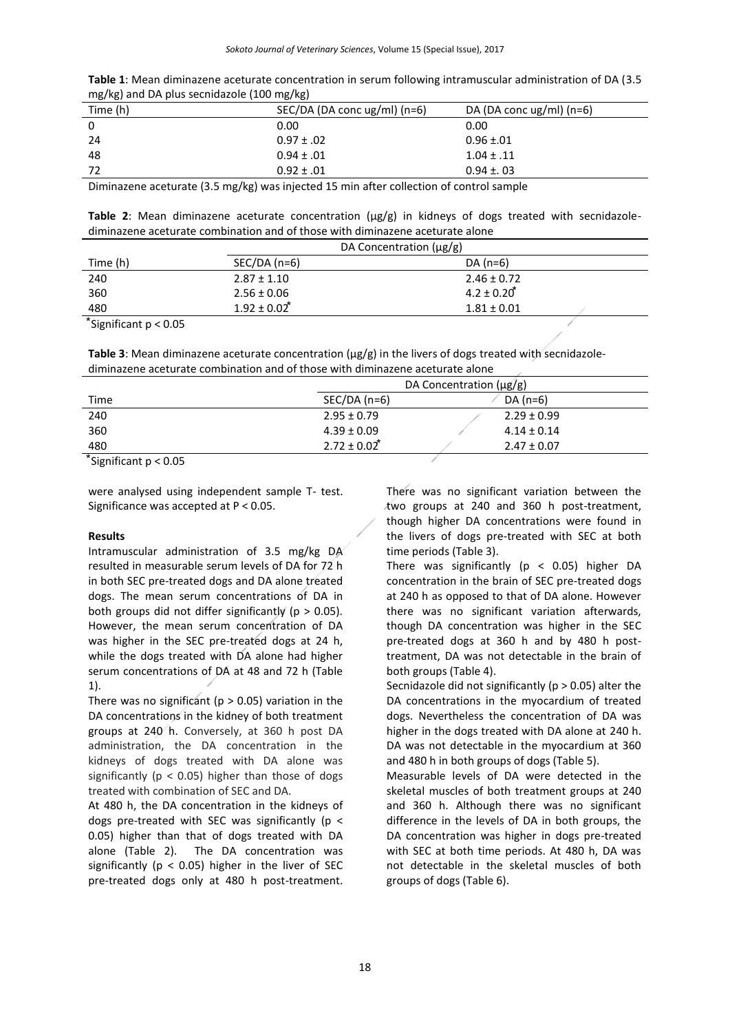**Table 1**: Mean diminazene aceturate concentration in serum following intramuscular administration of DA (3.5 mg/kg) and DA plus secnidazole (100 mg/kg)

| Time (h) | SEC/DA (DA conc ug/ml) (n=6) | DA (DA conc ug/ml) (n=6) |
|---|---|---|
| 0 | 0.00 | 0.00 |
| 24 | 0.97 ± .02 | 0.96 ±.01 |
| 48 | 0.94 ± .01 | 1.04 ± .11 |
| 72 | 0.92 ± .01 | 0.94 ±. 03 |

Diminazene aceturate (3.5 mg/kg) was injected 15 min after collection of control sample

**Table 2**: Mean diminazene aceturate concentration (µg/g) in kidneys of dogs treated with secnidazole-diminazene aceturate combination and of those with diminazene aceturate alone

| | DA Concentration (µg/g) | |
|---|---|---|
| Time (h) | SEC/DA (n=6) | DA (n=6) |
| 240 | 2.87 ± 1.10 | 2.46 ± 0.72 |
| 360 | 2.56 ± 0.06 | 4.2 ± 0.20* |
| 480 | 1.92 ± 0.02* | 1.81 ± 0.01 |

*Significant $p < 0.05$

**Table 3**: Mean diminazene aceturate concentration (µg/g) in the livers of dogs treated with secnidazole-diminazene aceturate combination and of those with diminazene aceturate alone

| | DA Concentration (µg/g) | |
|---|---|---|
| Time | SEC/DA (n=6) | DA (n=6) |
| 240 | 2.95 ± 0.79 | 2.29 ± 0.99 |
| 360 | 4.39 ± 0.09 | 4.14 ± 0.14 |
| 480 | 2.72 ± 0.02* | 2.47 ± 0.07 |

*Significant $p < 0.05$

were analysed using independent sample T- test. Significance was accepted at $P < 0.05$.

**Results**

Intramuscular administration of 3.5 mg/kg DA resulted in measurable serum levels of DA for 72 h in both SEC pre-treated dogs and DA alone treated dogs. The mean serum concentrations of DA in both groups did not differ significantly ($p > 0.05$). However, the mean serum concentration of DA was higher in the SEC pre-treated dogs at 24 h, while the dogs treated with DA alone had higher serum concentrations of DA at 48 and 72 h (Table 1).

There was no significant ($p > 0.05$) variation in the DA concentrations in the kidney of both treatment groups at 240 h. Conversely, at 360 h post DA administration, the DA concentration in the kidneys of dogs treated with DA alone was significantly ($p < 0.05$) higher than those of dogs treated with combination of SEC and DA.

At 480 h, the DA concentration in the kidneys of dogs pre-treated with SEC was significantly ($p < 0.05$) higher than that of dogs treated with DA alone (Table 2). The DA concentration was significantly ($p < 0.05$) higher in the liver of SEC pre-treated dogs only at 480 h post-treatment. There was no significant variation between the two groups at 240 and 360 h post-treatment, though higher DA concentrations were found in the livers of dogs pre-treated with SEC at both time periods (Table 3).

There was significantly ($p < 0.05$) higher DA concentration in the brain of SEC pre-treated dogs at 240 h as opposed to that of DA alone. However there was no significant variation afterwards, though DA concentration was higher in the SEC pre-treated dogs at 360 h and by 480 h post-treatment, DA was not detectable in the brain of both groups (Table 4).

Secnidazole did not significantly ($p > 0.05$) alter the DA concentrations in the myocardium of treated dogs. Nevertheless the concentration of DA was higher in the dogs treated with DA alone at 240 h. DA was not detectable in the myocardium at 360 and 480 h in both groups of dogs (Table 5).

Measurable levels of DA were detected in the skeletal muscles of both treatment groups at 240 and 360 h. Although there was no significant difference in the levels of DA in both groups, the DA concentration was higher in dogs pre-treated with SEC at both time periods. At 480 h, DA was not detectable in the skeletal muscles of both groups of dogs (Table 6).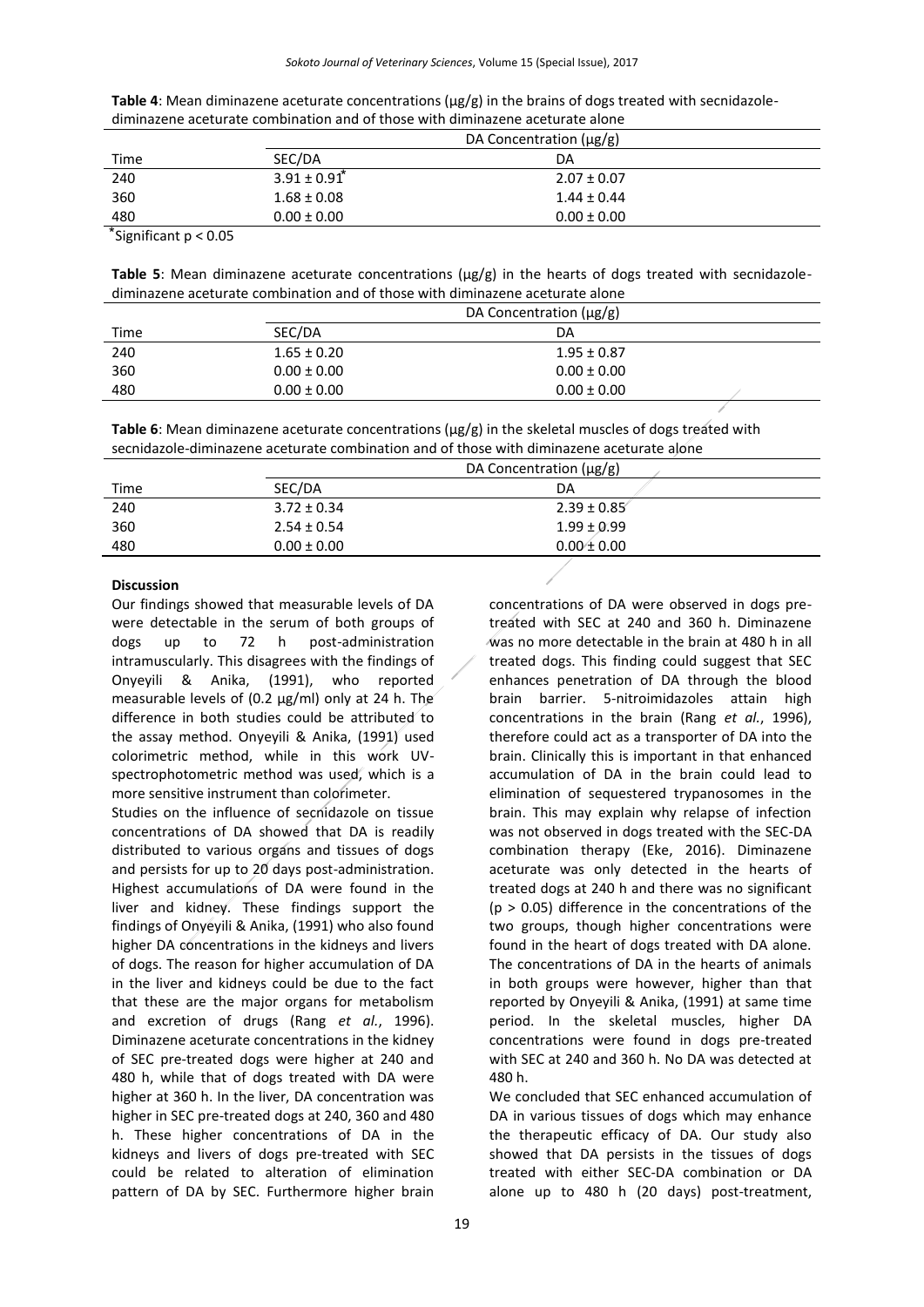**Table 4**: Mean diminazene aceturate concentrations (µg/g) in the brains of dogs treated with secnidazole-diminazene aceturate combination and of those with diminazene aceturate alone

| | DA Concentration (µg/g) | |
|---|---|---|
| Time | SEC/DA | DA |
| 240 | 3.91 ± 0.91* | 2.07 ± 0.07 |
| 360 | 1.68 ± 0.08 | 1.44 ± 0.44 |
| 480 | 0.00 ± 0.00 | 0.00 ± 0.00 |

*Significant $p < 0.05$

**Table 5**: Mean diminazene aceturate concentrations (µg/g) in the hearts of dogs treated with secnidazole-diminazene aceturate combination and of those with diminazene aceturate alone

| | DA Concentration (µg/g) | |
|---|---|---|
| Time | SEC/DA | DA |
| 240 | 1.65 ± 0.20 | 1.95 ± 0.87 |
| 360 | 0.00 ± 0.00 | 0.00 ± 0.00 |
| 480 | 0.00 ± 0.00 | 0.00 ± 0.00 |

**Table 6**: Mean diminazene aceturate concentrations (µg/g) in the skeletal muscles of dogs treated with secnidazole-diminazene aceturate combination and of those with diminazene aceturate alone

| | DA Concentration (µg/g) | |
|---|---|---|
| Time | SEC/DA | DA |
| 240 | 3.72 ± 0.34 | 2.39 ± 0.85 |
| 360 | 2.54 ± 0.54 | 1.99 ± 0.99 |
| 480 | 0.00 ± 0.00 | 0.00 ± 0.00 |

**Discussion**

Our findings showed that measurable levels of DA were detectable in the serum of both groups of dogs up to 72 h post-administration intramuscularly. This disagrees with the findings of Onyeyili & Anika, (1991), who reported measurable levels of (0.2 µg/ml) only at 24 h. The difference in both studies could be attributed to the assay method. Onyeyili & Anika, (1991) used colorimetric method, while in this work UV-spectrophotometric method was used, which is a more sensitive instrument than colorimeter.

Studies on the influence of secnidazole on tissue concentrations of DA showed that DA is readily distributed to various organs and tissues of dogs and persists for up to 20 days post-administration. Highest accumulations of DA were found in the liver and kidney. These findings support the findings of Onyeyili & Anika, (1991) who also found higher DA concentrations in the kidneys and livers of dogs. The reason for higher accumulation of DA in the liver and kidneys could be due to the fact that these are the major organs for metabolism and excretion of drugs (Rang *et al.*, 1996). Diminazene aceturate concentrations in the kidney of SEC pre-treated dogs were higher at 240 and 480 h, while that of dogs treated with DA were higher at 360 h. In the liver, DA concentration was higher in SEC pre-treated dogs at 240, 360 and 480 h. These higher concentrations of DA in the kidneys and livers of dogs pre-treated with SEC could be related to alteration of elimination pattern of DA by SEC. Furthermore higher brain concentrations of DA were observed in dogs pre-treated with SEC at 240 and 360 h. Diminazene was no more detectable in the brain at 480 h in all treated dogs. This finding could suggest that SEC enhances penetration of DA through the blood brain barrier. 5-nitroimidazoles attain high concentrations in the brain (Rang *et al.*, 1996), therefore could act as a transporter of DA into the brain. Clinically this is important in that enhanced accumulation of DA in the brain could lead to elimination of sequestered trypanosomes in the brain. This may explain why relapse of infection was not observed in dogs treated with the SEC-DA combination therapy (Eke, 2016). Diminazene aceturate was only detected in the hearts of treated dogs at 240 h and there was no significant ($p > 0.05$) difference in the concentrations of the two groups, though higher concentrations were found in the heart of dogs treated with DA alone. The concentrations of DA in the hearts of animals in both groups were however, higher than that reported by Onyeyili & Anika, (1991) at same time period. In the skeletal muscles, higher DA concentrations were found in dogs pre-treated with SEC at 240 and 360 h. No DA was detected at 480 h.

We concluded that SEC enhanced accumulation of DA in various tissues of dogs which may enhance the therapeutic efficacy of DA. Our study also showed that DA persists in the tissues of dogs treated with either SEC-DA combination or DA alone up to 480 h (20 days) post-treatment,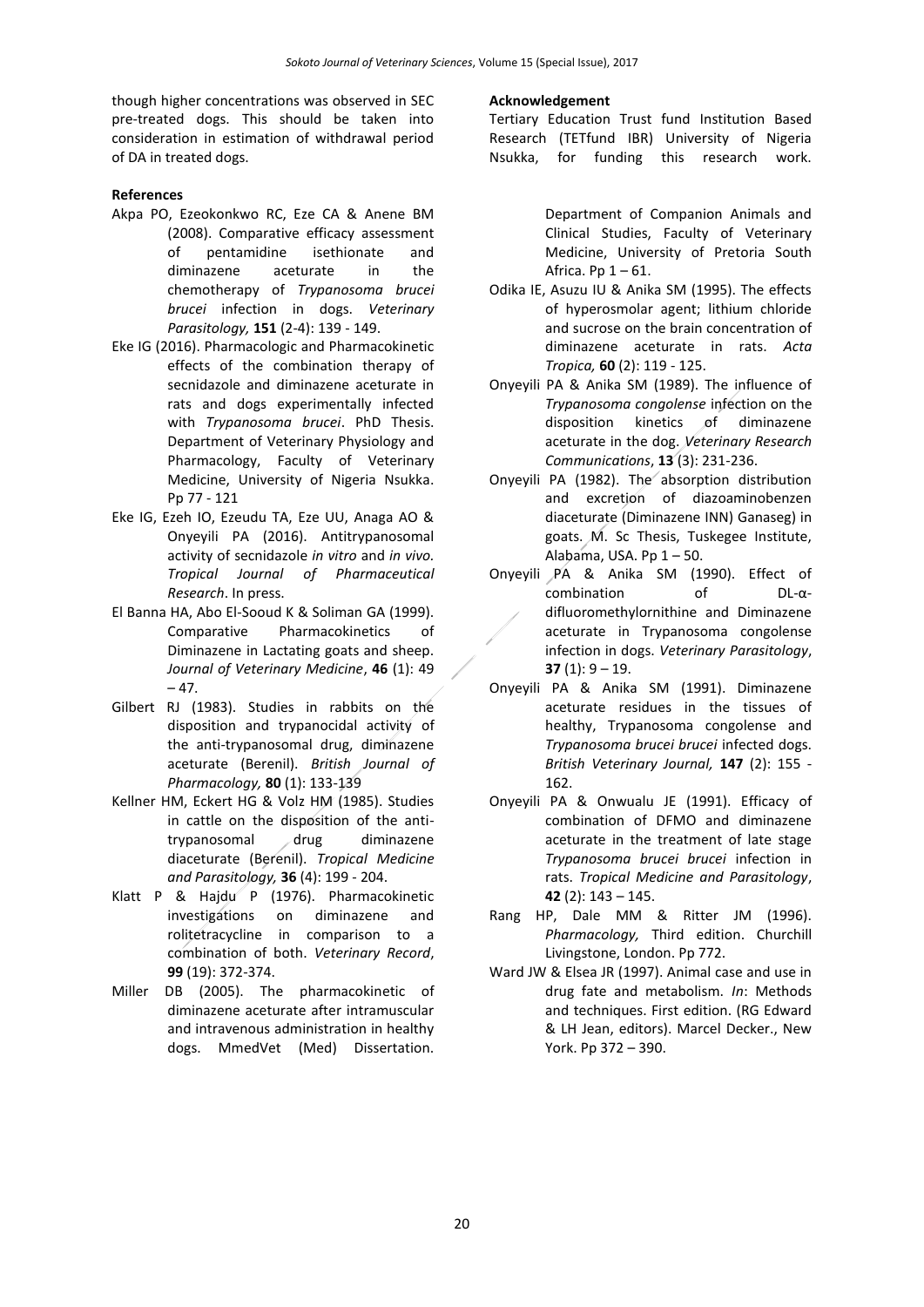though higher concentrations was observed in SEC pre-treated dogs. This should be taken into consideration in estimation of withdrawal period of DA in treated dogs.

## References

Akpa PO, Ezeokonkwo RC, Eze CA & Anene BM (2008). Comparative efficacy assessment of pentamidine isethionate and diminazene aceturate in the chemotherapy of *Trypanosoma brucei brucei* infection in dogs. *Veterinary Parasitology,* **151** (2-4): 139 - 149.

Eke IG (2016). Pharmacologic and Pharmacokinetic effects of the combination therapy of secnidazole and diminazene aceturate in rats and dogs experimentally infected with *Trypanosoma brucei*. PhD Thesis. Department of Veterinary Physiology and Pharmacology, Faculty of Veterinary Medicine, University of Nigeria Nsukka. Pp 77 - 121

Eke IG, Ezeh IO, Ezeudu TA, Eze UU, Anaga AO & Onyeyili PA (2016). Antitrypanosomal activity of secnidazole *in vitro* and *in vivo. Tropical Journal of Pharmaceutical Research*. In press.

El Banna HA, Abo El-Sooud K & Soliman GA (1999). Comparative Pharmacokinetics of Diminazene in Lactating goats and sheep. *Journal of Veterinary Medicine*, **46** (1): 49 – 47.

Gilbert RJ (1983). Studies in rabbits on the disposition and trypanocidal activity of the anti-trypanosomal drug, diminazene aceturate (Berenil). *British Journal of Pharmacology,* **80** (1): 133-139

Kellner HM, Eckert HG & Volz HM (1985). Studies in cattle on the disposition of the anti-trypanosomal drug diminazene diaceturate (Berenil). *Tropical Medicine and Parasitology,* **36** (4): 199 - 204.

Klatt P & Hajdu P (1976). Pharmacokinetic investigations on diminazene and rolitetracycline in comparison to a combination of both. *Veterinary Record*, **99** (19): 372-374.

Miller DB (2005). The pharmacokinetic of diminazene aceturate after intramuscular and intravenous administration in healthy dogs. MmedVet (Med) Dissertation. Department of Companion Animals and Clinical Studies, Faculty of Veterinary Medicine, University of Pretoria South Africa. Pp 1 – 61.

Odika IE, Asuzu IU & Anika SM (1995). The effects of hyperosmolar agent; lithium chloride and sucrose on the brain concentration of diminazene aceturate in rats. *Acta Tropica,* **60** (2): 119 - 125.

Onyeyili PA & Anika SM (1989). The influence of *Trypanosoma congolense* infection on the disposition kinetics of diminazene aceturate in the dog. *Veterinary Research Communications*, **13** (3): 231-236.

Onyeyili PA (1982). The absorption distribution and excretion of diazoaminobenzen diaceturate (Diminazene INN) Ganaseg) in goats. M. Sc Thesis, Tuskegee Institute, Alabama, USA. Pp 1 – 50.

Onyeyili PA & Anika SM (1990). Effect of combination of DL-α-difluoromethylornithine and Diminazene aceturate in Trypanosoma congolense infection in dogs. *Veterinary Parasitology*, **37** (1): 9 – 19.

Onyeyili PA & Anika SM (1991). Diminazene aceturate residues in the tissues of healthy, Trypanosoma congolense and *Trypanosoma brucei brucei* infected dogs. *British Veterinary Journal,* **147** (2): 155 - 162.

Onyeyili PA & Onwualu JE (1991). Efficacy of combination of DFMO and diminazene aceturate in the treatment of late stage *Trypanosoma brucei brucei* infection in rats. *Tropical Medicine and Parasitology*, **42** (2): 143 – 145.

Rang HP, Dale MM & Ritter JM (1996). *Pharmacology,* Third edition. Churchill Livingstone, London. Pp 772.

Ward JW & Elsea JR (1997). Animal case and use in drug fate and metabolism. *In*: Methods and techniques. First edition. (RG Edward & LH Jean, editors). Marcel Decker., New York. Pp 372 – 390.

## Acknowledgement

Tertiary Education Trust fund Institution Based Research (TETfund IBR) University of Nigeria Nsukka, for funding this research work.